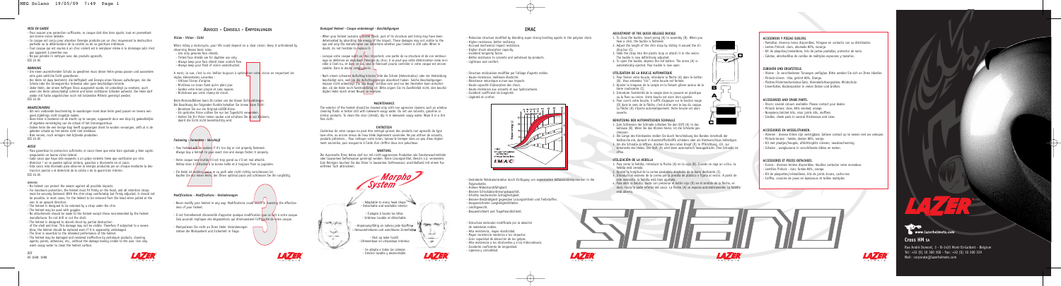## MISE EN GARDE

- Pour assurer une protection suffisante, ce casque doit être bien ajusté, tout en permettant une bonne vision latérale.
- Ce casque est conçu pour absorber l'énergie produite par un choc moyennant la destruction ou partielle ou la détérioration de la calotte ou de la garniture intérieure.
- Tout casque qui aurait subi un violent choc doit être remplacé même si le dommage subi n'est pas apparent à première vue.
- Ne pas peindre ni nettoyer avec des produits agressifs.

EEC 22.05

## WARNUNG

- Um einen ausreichenden Schutz zu gewähren muss dieser Helm genau passen und ausserdem eine gute seitliche Sicht gewährleisten.
- Der Helm ist dazu bestimmt, die heftigkeit und Energie eines Stosses aufzufangen, der die Schale oder die Dämmpolsterung teilweise oder ganz beschädigen könnte.
- Jeder Helm, der einen heftigen Stoss ausgesetzt wurde, ist unbedingt zu ersetzen, auch wenn der Helm unbeschädigt scheint und keine sichtbaren Schäden aufweist. Der Helm darf weder mit Farbe angestrichen noch mit lösenden Mitteln gereinigt werden.

EEC 22.05

## WAARSCHUWING

- Om een voldoende bescherming te waarborgen moet deze helm goed passen en tevens een goed zijdelings zicht mogelijk maken.
- Deze helm is bedoeld om de kracht op te vangen, opgewekt door een klap bij gedeeltelijke of algehele vernietiging van de schaal of het binnengarnituur.
- Iedere helm die een hevige klap heeft opgevangen dient te worden vervangen, zelfs al is de geleden schade op het eerste zicht niet merkbaar.
- Niet verven, noch reinigen met bijtende producten.

EEC 22.05

## AVISO

- Para garantizar la protección suficiente, el casco tiene que estar bien ajustado y dejar sujeto pegajando un buena visión lateral.
- Cada casco que haya sido expuesto a un golpe violento tiene que sustituirse por otro.
- Atención: ! no se pueden aplicar pintura, gasolina o disolvente en el casco.
- Este casco está diseñado para absorver la energía producida por un choque mediante la destrucción parcial o el deterioro de la calota o de la guarnición interior.

EEC 22.05

## WARNING

- To helmet can protect the wearer against all possible impacts.
- For maximum protection, the helmet must fit firmly on the head, and all retention straps must be securely fastened. With the chin-strap comfortably but firmly adjusted, it should not be possible, in most cases, for the helmet to be removed from the head when pulled at the rear in an upward direction.
- The helmet is designed to be retained by a strap under the chin.
- The helmet may be used with goggles.
- No attachments should be made to the helmet except those recommended by the helmet manufacturer. Do not drill or cut the shell.
- The helmet is designed to absorb shock by partial destruction of the shell and liner. This damage may not be visible. Therefore if subjected to a severe blow, the helmet should be replaced even if it is apparently undamaged.
- The liner is essential to the intended performance of the helmet.
- The helmet may be damaged and rendered ineffective by petroleum products, cleaning agents, paints, adhesives, etc., without the damage being visible to the user. Use only warm soapy water to clean the helmet surface.

DOT
NS 1098: 1998

# ADVICES - CONSEILS - EMPFEHLUNGEN

## Vision - Visier - Zicht

When riding a motorcycle, your life could depend on a clear vision. Keep it unhindered by observing these basic rules:
- Use only genuine face shields.
- Tinted face shields are for daytime use only.
- Always keep your face shield clean scratch free.
- Always keep your field of vision unobstructed.

A moto, la vue, c'est la vie. Veillez toujours à optimaliser votre vision en respectant les règles élémentaires suivantes :
- Utilisez l'écran d'origine.
- N'utilisez un écran fumé qu'en plein jour.
- Gardez votre écran propre et sans rayures.
- N'obstruez pas votre champ de vision.

Beim Motorradfahren kann Ihr Leben von der klaren Sicht abhängen. Bei Beachtung der folgenden Punkte behalten Sie immer klare Sicht:
- Benützen Sie nur ein Original-Lazer-Visier.
- Ein getöntes Visier sollten Sie nur bei Tageslicht verwenden.
- Halten Sie Ihr Visier immer sauber und schützen Sie es vor Kratzern, damit die Sicht nicht beeinträchtig wird.

## Fastening - Fermeture - Verschluß

- Your helmet will be ineffective if it's too big or not properly fastened. Always buy a helmet to your exact size and always fasten it properly.
- Votre casque sera inutile s'il est trop grand ou s'il est mal attaché. Veillez donc à l'attacher à la bonne taille et à toujours fixer sa jugulaire.
- Ihr Helm ist nutzlos, wenn er zu groß oder nicht richtig verschlossen ist. Kaufen Sie also einen Helm der Ihnen optimal passt und schliessen Sie ihn sorgfältig.

## Modifications - Modifications - Veränderungen

- Never modify your helmet in any way. Modifications could result in lowering the effectiveness of your helmet.
- Il est formellement déconseillé d'apporter quelque modification que ce soit à votre casque. Cela pourrait impliquer des dégradations qui diminueraient l'efficacité de votre casque.
- Manipulieren Sie nicht an Ihren Helm. Veränderungen stellen die Wirksamkeit und Sicherheit in Frage.

## Damaged Helmet - Casque endommagé - Beschädigungen

- When your helmet sustains a severe shock, part of its structure and lining may have been deteriorated by absorbing the energy of the impact. These damages may not visible to the eye and it may look the same even although your helmet is still safe. When in doubt take your helmet to your dealer.
- Lorsque votre casque subit un choc important, une partie de sa structure et de son rembourrage se détériore en absorbant l'énergie du choc; il se peut que cette détérioration reste invisible à l'oeil nu, et dans ce cas seul le fabricant pourra contrôler si votre casque est encore valable. Dans le doute, renseignez-vous.
- Nach einem schweren Aufschlag können Teile der Schale (Helmstruktur) oder der Polsterung beschädigt sein, weil sie die Aufschlagenergie absorbiert haben. Solche Beschädigungen müssen nicht sichtbar sein. Für das Auge scheint der Helm noch sicher, trotzdem sollte er nicht mehr benutzt werden. Im Zweifelsfall ist der Helm beim Händler zu überprüfen.

## MAINTENANCE

The exterior of the helmet should be cleaned only with non aggressive cleaners such as window cleaning fluids or better still with lukewarm soapy water. Do not use solvents, gasoline or similar products. To clean the visor (shield), dip it in lukewarm soapy water. Wipe it in a lint free cloth.

## ENTRETIEN

L'extérieur de votre casque ne peut être nettoyé qu'avec des produits non agressifs du type lave-vitre, ou encore mieux de l'eau tiède légèrement savonnée. Ne pas utiliser de solvants, produits pétroliers... Pour nettoyer votre écran, laissez-le tremper dans un peu d'eau légèrement savonnée, puis essuyez-le à l'aide d'un chiffon doux non pelucheux.

## WARTUNG

Die Außenseite Ihres Helms darf nur mit nicht-aggressiven Produkten wie Fensterwaschmittel oder lauwarmen Seifenwasser gereinigt werden. Keine Lösungsmittel, Benzin u.ä. verwenden. Zum Reinigen tauchen Sie das Visier in lauwarmes Seifenwasser, anschließend mit einem fusselfreien Tuch abtrocknen.

## Morpho System

- Adaptable to every head shape
- Detachable and washable interior
- S'adapte à toutes les têtes
- Intérieur lavable et détachable
- Anpassungsfähig an jede Kopfform
- Herausnehmbares und waschbares Innenfutter
- Past op ieder hoofd
- Uitneembaar en uitwasbaar interieur
- Se adapta a todas las cabezas
- Interior lavable y desmontable

# IMAC

- Molecular structure modified by blending super strong bonding agents in the polymer chain.
- Higher resistance, better resiliency.
- Accrued mechanical impact resistance.
- Higher shock absorption capacity.
- Excellent longevity factor.
- Better resistance to solvents and petroleum by-products.
- Lightness and comfort.

- Structure moléculaire modifiée par l'alliage d'agents solides.
- Haute résistance, meilleure élasticité.
- Résistance mécanique accrue aux impacts.
- Haute capacité d'absorption des chocs.
- Haute résistance aux solvants et aux hydrocarbures.
- Excellent coefficient de longévité.
- Légèreté et confort.

- Veränderte Molekularstruktur durch Einfügung von superstarken Adhäsionskomponenten in die Polymerkette.
- Höhere Widerstandsfähigkeit.
- Bessere Schockabsorbierungskapazität.
- Erhöhte mechanische Schlagfestigkeit.
- Bessere Beständigkeit gegenüber Lösungsmitteln und Treibstoffen.
- Neuprozentaktive Langlebigkeitsfaktor.
- Leichtgewicht.
- Bequemlichkeit und Tragefreundlichkeit.

- Estructura molecular modificada por la adición de materiales nobles.
- Alta resistencia, mayor elasticidad.
- Mayor resistencia mecánica a los impactos.
- Gran capacidad de absorción de los golpes.
- Alta resistencia a los disolventes y a los hidrocarburos.
- Excelente coeficiente de longevidad.
- Ligereza y comodidad.

## ADJUSTMENT OF THE QUICK RELEASE BUCKLE

1. To close the buckle, insert prong (A) in assembly (B). When you hear a click, the buckle is fastened.
2. Adjust the length of the chin strap by sliding it around the D-ring bar (C).
3. Slide the strap into the plastic loop or attach it to the velcro. The buckle is now definitively adjusted.
4. To open the buckle, depress the red button. The arrow (A) is automatically ejected. Your buckle is now open.

## UTILISATION DE LA BOUCLE AUTOMATIQUE

1. Pour fermer votre boucle, introduire la flèche (A) dans le boîtier (B). Vous entendez "clic", votre boucle est fermée.
2. Ajuster la longueur de la sangle en la faisant glisser autour de la barre coulissante (C).
3. Introduire l'extrémité de la sangle dans le passant en plastique ou la fixer au velcro. Votre boucle est alors bien ajustée.
4. Pour ouvrir votre boucle, il suffit d'appuyer sur le bouton rouge (D) dans le sens de la flèche. Celle-ci étant en butée, la flèche (A) est éjectée automatiquement. Votre boucle est alors ouverte.

## BENUTZUNG DER AUTOMATISCHEN SCHNALLE

1. Zum Schließen der Schnalle schieben Sie den Griff (A) in das Gehäuse (B). Wenn Sie das Klicken hören, ist die Schnalle geschlossen.
2. Die Länge des Kinnbandes stellen Sie durch Verschiebung des Bandes innerhalb der Halteschiene ein, danach in Kunststoffschlaufe schieben oder am Klettverschluss befestigen.
3. Um die Schnalle zu öffnen, drücken Sie den roten Knopf (D) in Pfeilrichtung, d.h. zur Unterseite des Helms. Der Griff (A) wird dann automatisch herausgelöst. Ihre Schnalle ist offen.

## UTILIZACIÓN DE LA HEBILLA

1. Para cerrar la hebilla, introducir la flecha (A) en la caja (B). Cuando se oiga un «clic», la hebilla está cerrada.
2. Ajustar la longitud de la correa pasándola alrededor de la barra deslizante (C).
3. Introducir el extremo de la correa por la presilla de plástico o fijarla al velcro. A partir de este momento, la hebilla está bien ajustada.
4. Para abrir la hebilla, basta con presionar el botón rojo (D) en el sentido de la flecha, es decir, hacia la parte inferior del casco. La flecha (A) es expulsada automáticamente. La hebilla está abierta.

## ACCESSORIES Y PIEZAS SUELTAS.

- Pantallas: diversos tonos disponibles. Póngase en contacto con su distribuidor.
- Lentes Pinlock: claro, ahumado 80%, naranja.
- Kit de plaquitas/tornillerías, kits de juntas pantallas, protector de nariz.
- Calotas, almohadillas de carrillas de múltiples espesores y tamaños.

## ZUBEHÖR UND ERSATZTEILE.

- Visiere : In verschiedenen Tönungen verfügbar. Bitte wenden Sie sich an Ihren Händler.
- Pinlock-Linsen : Klar, getönt 80%, Orange.
- Platten/Visiermechanismus-Satz, Visierabdichtungsätze, Windschutz.
- Innenfutter, Backenpolster in vielen Stärken und Größen.

## ACCESSORIES AND SPARE PARTS.

- Visors: several colours available. Please contact your dealer.
- Pinlock lenses: clear, 80% smoked, orange.
- Noseplate/ratchet kits, visor joints kits, mufflers.
- Coulles, cheek pads in several thicknesses and sizes.

## ACCESSOIRES EN WISSELSTUKKEN.

- Vizieren : diverse tinten zijn verkrijgbaar. Gelieve contact op te nemen met uw verkoper.
- Pinlock-lenzen : helder, donker 80%, oranje.
- Kit met plaatjes/beugels, afdichtingkits vizieren, neusbescherming.
- Schalen , wangkussens in verschillende diktes en maten.

## ACCESSOIRES ET PIÈCES DÉTACHÉES.

- Écrans : diverses teintes disponibles. Veuillez contacter votre revendeur.
- Lentilles Pinlock : clair, fumée 80%, orange.
- Kit de plaquettes/crémaillères, kits de joints écrans, cache-nez.
- Coiffes, coussins de joues en épaisseurs et tailles multiples.

LAZER
www.lazerhelmets.com

**Cross HM sx**

Rue André Dumont, 3 – B-1435 Mont-St-Guibert – Belgium
Tel: +32 (0) 10 300 300 – Fax: +32 (0) 10 300 330
Mail: corporate@lazerhelmets.com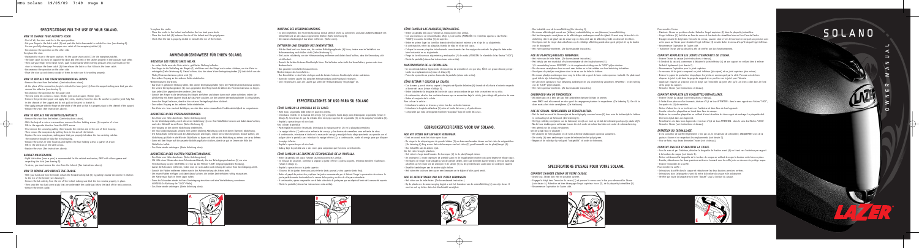# SOLANO

OWNER MANUAL

## SPECIFICATIONS FOR USE OF YOUR SOLANO.

### HOW TO CHANGE YOUR HELMET'S VISOR

### HOW TO REPLACE THE VISOR WATERPROOFING JOINTS

### HOW TO REPLACE THE INNERPADS/EXTRACTS

### RATCHET MAINTENANCE

### HOW TO REMOVE AND REPLACE THE CRADLE

## ANWENDUNGSHINWEISE FÜR IHREN SOLANO.

## ESPECIFICACIONES DE USO PARA SU SOLANO

## GEBRUIKSSPECIFICATIES VOOR UW SOLANO.

## SPECIFICATIONS D'USAGE POUR VOTRE SOLANO.

LAZER